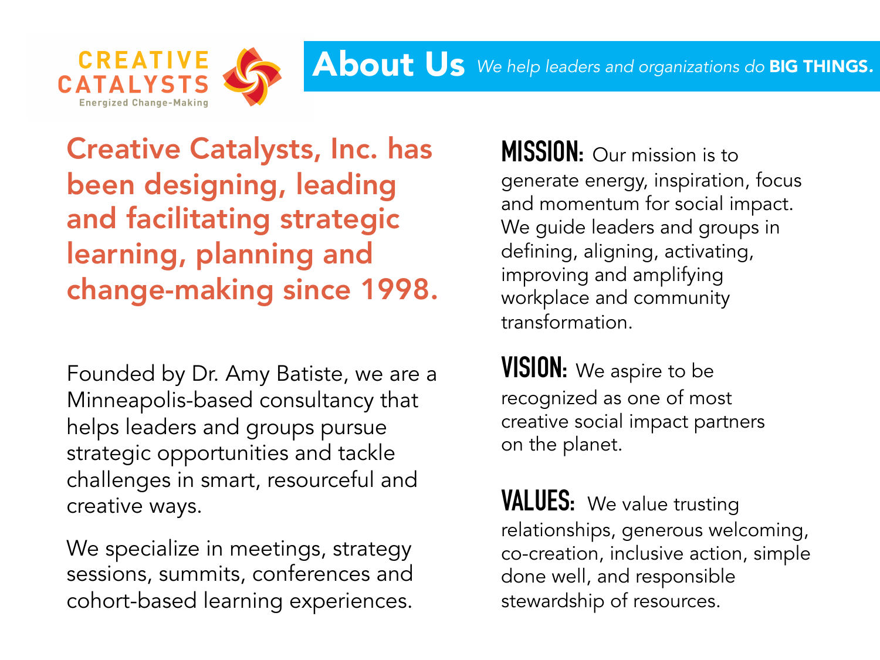CREATIVE CATALYSTS
Energized Change-Making

# About Us

*We help leaders and organizations do* **BIG THINGS.**

## Creative Catalysts, Inc. has been designing, leading and facilitating strategic learning, planning and change-making since 1998.

Founded by Dr. Amy Batiste, we are a Minneapolis-based consultancy that helps leaders and groups pursue strategic opportunities and tackle challenges in smart, resourceful and creative ways.

We specialize in meetings, strategy sessions, summits, conferences and cohort-based learning experiences.

**MISSION:** Our mission is to generate energy, inspiration, focus and momentum for social impact. We guide leaders and groups in defining, aligning, activating, improving and amplifying workplace and community transformation.

**VISION:** We aspire to be recognized as one of most creative social impact partners on the planet.

**VALUES:** We value trusting relationships, generous welcoming, co-creation, inclusive action, simple done well, and responsible stewardship of resources.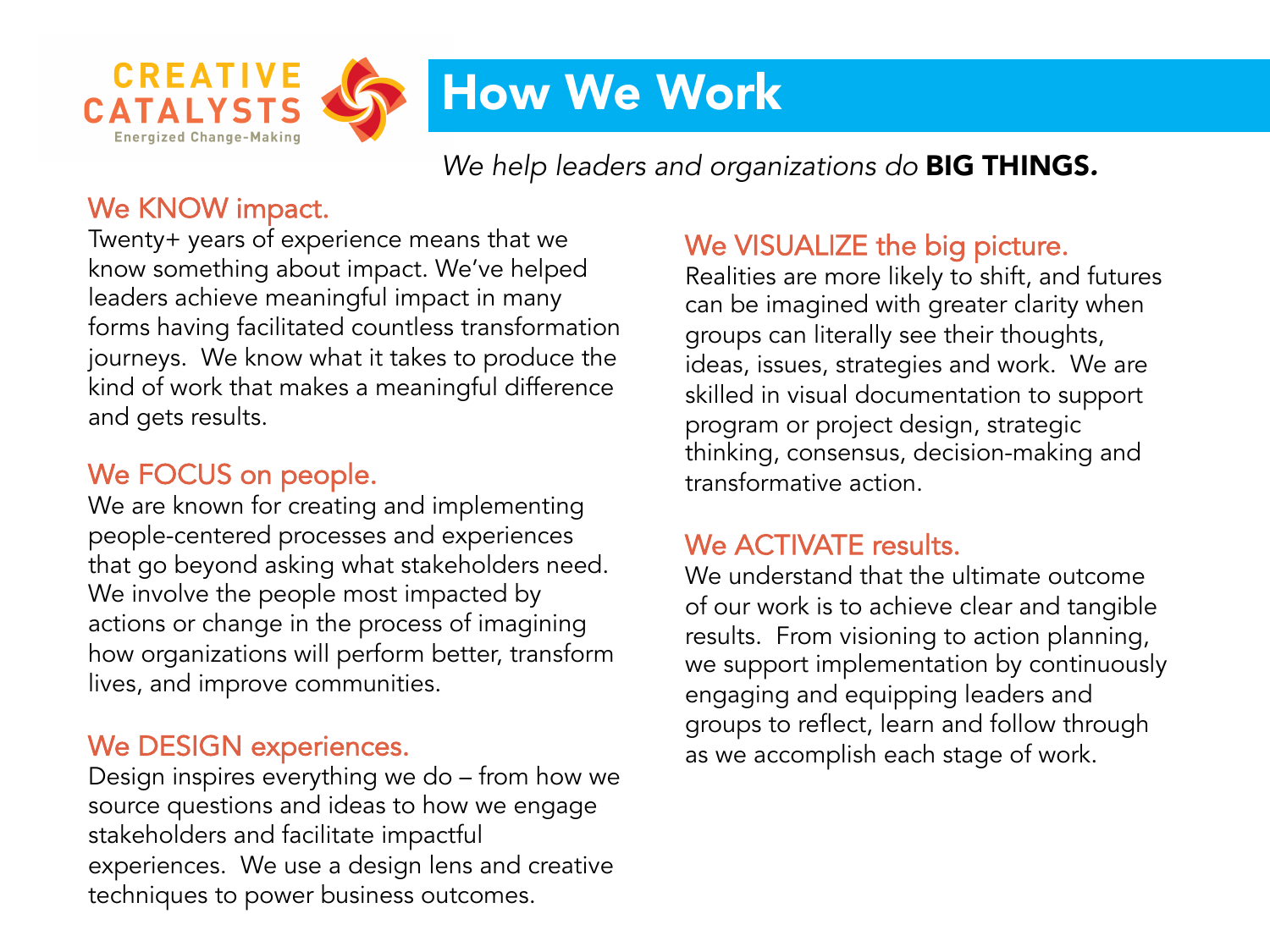CREATIVE CATALYSTS

Energized Change-Making

# How We Work

*We help leaders and organizations do* **BIG THINGS.**

## We KNOW impact.

Twenty+ years of experience means that we know something about impact. We've helped leaders achieve meaningful impact in many forms having facilitated countless transformation journeys. We know what it takes to produce the kind of work that makes a meaningful difference and gets results.

## We FOCUS on people.

We are known for creating and implementing people-centered processes and experiences that go beyond asking what stakeholders need. We involve the people most impacted by actions or change in the process of imagining how organizations will perform better, transform lives, and improve communities.

## We DESIGN experiences.

Design inspires everything we do – from how we source questions and ideas to how we engage stakeholders and facilitate impactful experiences. We use a design lens and creative techniques to power business outcomes.

## We VISUALIZE the big picture.

Realities are more likely to shift, and futures can be imagined with greater clarity when groups can literally see their thoughts, ideas, issues, strategies and work. We are skilled in visual documentation to support program or project design, strategic thinking, consensus, decision-making and transformative action.

## We ACTIVATE results.

We understand that the ultimate outcome of our work is to achieve clear and tangible results. From visioning to action planning, we support implementation by continuously engaging and equipping leaders and groups to reflect, learn and follow through as we accomplish each stage of work.